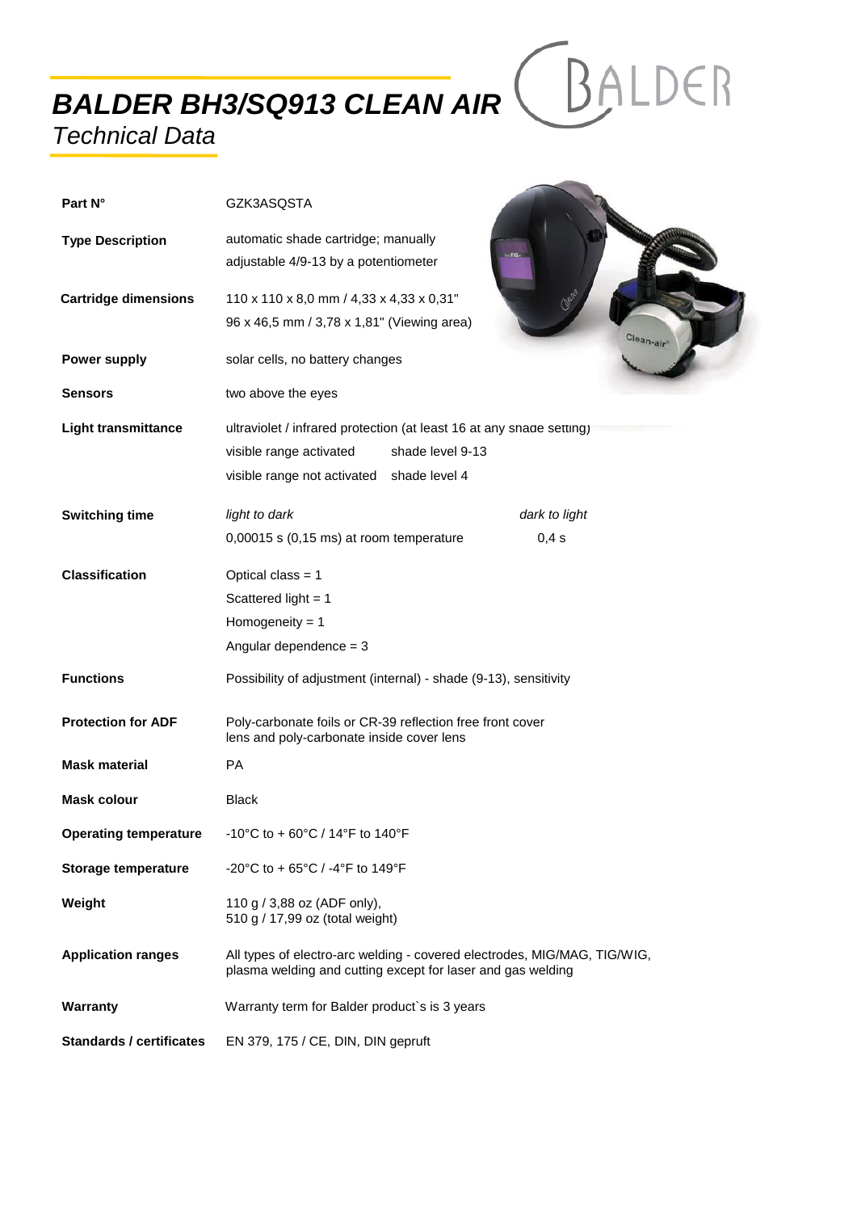# *BALDER BH3/SQ913 CLEAN AIR*

## *Technical Data*

| | |
|---|---|
| **Part N°** | GZK3ASQSTA |
| **Type Description** | automatic shade cartridge; manually adjustable 4/9-13 by a potentiometer |
| **Cartridge dimensions** | 110 x 110 x 8,0 mm / 4,33 x 4,33 x 0,31"<br>96 x 46,5 mm / 3,78 x 1,81" (Viewing area) |
| **Power supply** | solar cells, no battery changes |
| **Sensors** | two above the eyes |
| **Light transmittance** | ultraviolet / infrared protection (at least 16 at any shade setting)<br>visible range activated shade level 9-13<br>visible range not activated shade level 4 |
| **Switching time** | *light to dark* 0,00015 s (0,15 ms) at room temperature<br>*dark to light* 0,4 s |
| **Classification** | Optical class = 1<br>Scattered light = 1<br>Homogeneity = 1<br>Angular dependence = 3 |
| **Functions** | Possibility of adjustment (internal) - shade (9-13), sensitivity |
| **Protection for ADF** | Poly-carbonate foils or CR-39 reflection free front cover lens and poly-carbonate inside cover lens |
| **Mask material** | PA |
| **Mask colour** | Black |
| **Operating temperature** | -10°C to + 60°C / 14°F to 140°F |
| **Storage temperature** | -20°C to + 65°C / -4°F to 149°F |
| **Weight** | 110 g / 3,88 oz (ADF only),<br>510 g / 17,99 oz (total weight) |
| **Application ranges** | All types of electro-arc welding - covered electrodes, MIG/MAG, TIG/WIG, plasma welding and cutting except for laser and gas welding |
| **Warranty** | Warranty term for Balder product`s is 3 years |
| **Standards / certificates** | EN 379, 175 / CE, DIN, DIN gepruft |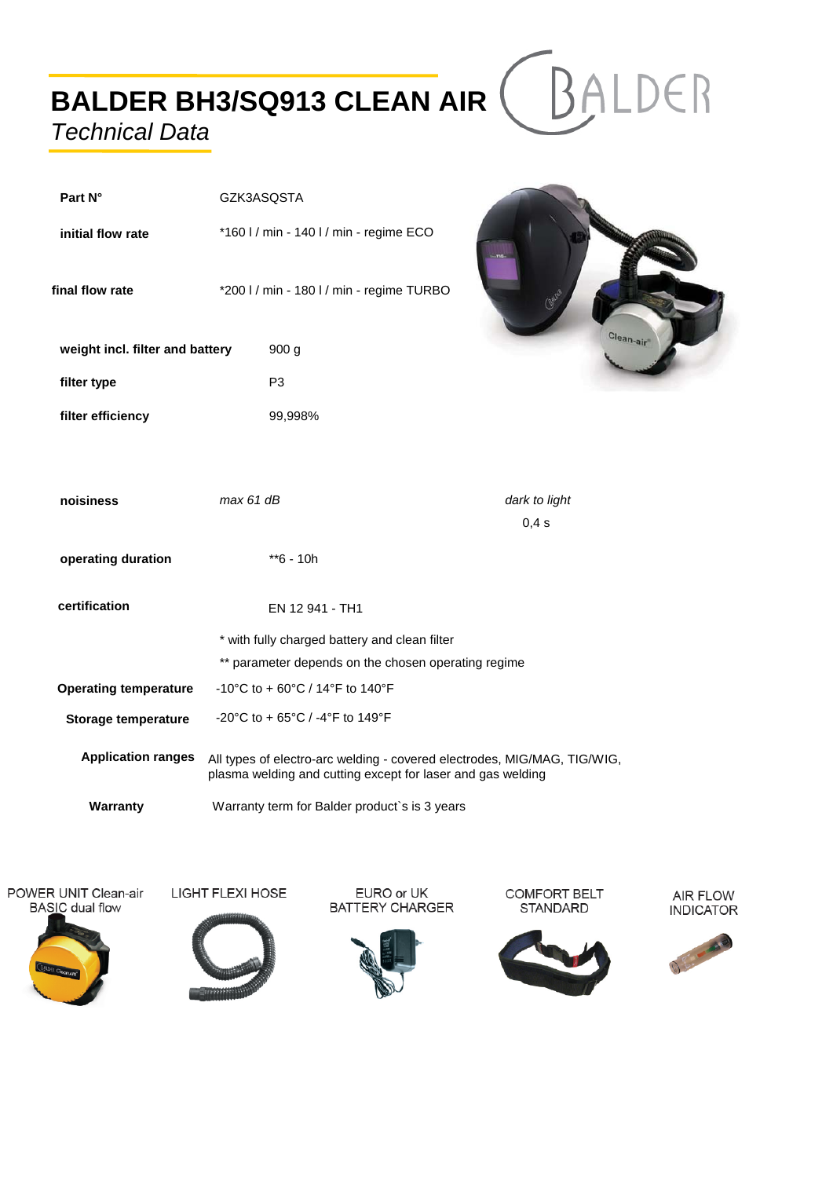# BALDER BH3/SQ913 CLEAN AIR

*Technical Data*

BALDER

| | | |
|---|---|---|
| **Part N°** | GZK3ASQSTA | |
| **initial flow rate** | *160 l / min - 140 l / min - regime ECO | |
| **final flow rate** | *200 l / min - 180 l / min - regime TURBO | |
| **weight incl. filter and battery** | 900 g | |
| **filter type** | P3 | |
| **filter efficiency** | 99,998% | |
| **noisiness** | *max 61 dB* | *dark to light* 0,4 s |
| **operating duration** | **6 - 10h | |
| **certification** | EN 12 941 - TH1 | |
| | * with fully charged battery and clean filter | |
| | ** parameter depends on the chosen operating regime | |
| **Operating temperature** | -10°C to + 60°C / 14°F to 140°F | |
| **Storage temperature** | -20°C to + 65°C / -4°F to 149°F | |
| **Application ranges** | All types of electro-arc welding - covered electrodes, MIG/MAG, TIG/WIG, plasma welding and cutting except for laser and gas welding | |
| **Warranty** | Warranty term for Balder product`s is 3 years | |

POWER UNIT Clean-air BASIC dual flow

LIGHT FLEXI HOSE

EURO or UK BATTERY CHARGER

COMFORT BELT STANDARD

AIR FLOW INDICATOR